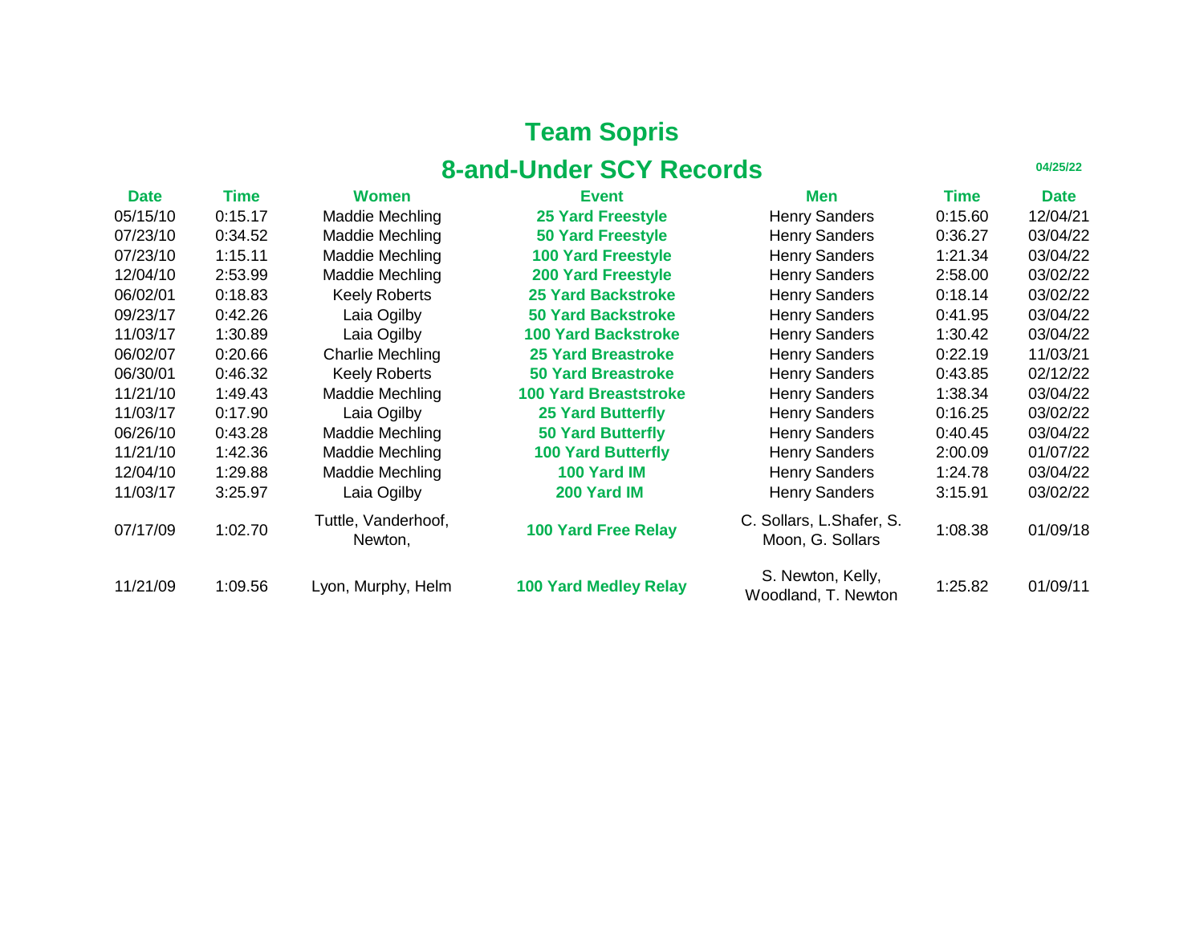# Team Sopris

## 8-and-Under SCY Records

04/25/22

| Date | Time | Women | Event | Men | Time | Date |
|---|---|---|---|---|---|---|
| 05/15/10 | 0:15.17 | Maddie Mechling | **25 Yard Freestyle** | Henry Sanders | 0:15.60 | 12/04/21 |
| 07/23/10 | 0:34.52 | Maddie Mechling | **50 Yard Freestyle** | Henry Sanders | 0:36.27 | 03/04/22 |
| 07/23/10 | 1:15.11 | Maddie Mechling | **100 Yard Freestyle** | Henry Sanders | 1:21.34 | 03/04/22 |
| 12/04/10 | 2:53.99 | Maddie Mechling | **200 Yard Freestyle** | Henry Sanders | 2:58.00 | 03/02/22 |
| 06/02/01 | 0:18.83 | Keely Roberts | **25 Yard Backstroke** | Henry Sanders | 0:18.14 | 03/02/22 |
| 09/23/17 | 0:42.26 | Laia Ogilby | **50 Yard Backstroke** | Henry Sanders | 0:41.95 | 03/04/22 |
| 11/03/17 | 1:30.89 | Laia Ogilby | **100 Yard Backstroke** | Henry Sanders | 1:30.42 | 03/04/22 |
| 06/02/07 | 0:20.66 | Charlie Mechling | **25 Yard Breastroke** | Henry Sanders | 0:22.19 | 11/03/21 |
| 06/30/01 | 0:46.32 | Keely Roberts | **50 Yard Breastroke** | Henry Sanders | 0:43.85 | 02/12/22 |
| 11/21/10 | 1:49.43 | Maddie Mechling | **100 Yard Breaststroke** | Henry Sanders | 1:38.34 | 03/04/22 |
| 11/03/17 | 0:17.90 | Laia Ogilby | **25 Yard Butterfly** | Henry Sanders | 0:16.25 | 03/02/22 |
| 06/26/10 | 0:43.28 | Maddie Mechling | **50 Yard Butterfly** | Henry Sanders | 0:40.45 | 03/04/22 |
| 11/21/10 | 1:42.36 | Maddie Mechling | **100 Yard Butterfly** | Henry Sanders | 2:00.09 | 01/07/22 |
| 12/04/10 | 1:29.88 | Maddie Mechling | **100 Yard IM** | Henry Sanders | 1:24.78 | 03/04/22 |
| 11/03/17 | 3:25.97 | Laia Ogilby | **200 Yard IM** | Henry Sanders | 3:15.91 | 03/02/22 |
| 07/17/09 | 1:02.70 | Tuttle, Vanderhoof, Newton, | **100 Yard Free Relay** | C. Sollars, L.Shafer, S. Moon, G. Sollars | 1:08.38 | 01/09/18 |
| 11/21/09 | 1:09.56 | Lyon, Murphy, Helm | **100 Yard Medley Relay** | S. Newton, Kelly, Woodland, T. Newton | 1:25.82 | 01/09/11 |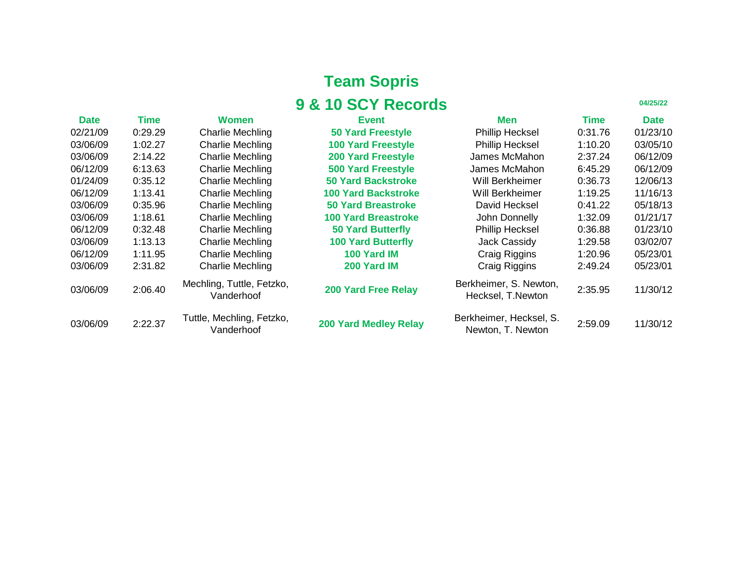# Team Sopris

## 9 & 10 SCY Records

04/25/22

| Date | Time | Women | Event | Men | Time | Date |
|---|---|---|---|---|---|---|
| 02/21/09 | 0:29.29 | Charlie Mechling | **50 Yard Freestyle** | Phillip Hecksel | 0:31.76 | 01/23/10 |
| 03/06/09 | 1:02.27 | Charlie Mechling | **100 Yard Freestyle** | Phillip Hecksel | 1:10.20 | 03/05/10 |
| 03/06/09 | 2:14.22 | Charlie Mechling | **200 Yard Freestyle** | James McMahon | 2:37.24 | 06/12/09 |
| 06/12/09 | 6:13.63 | Charlie Mechling | **500 Yard Freestyle** | James McMahon | 6:45.29 | 06/12/09 |
| 01/24/09 | 0:35.12 | Charlie Mechling | **50 Yard Backstroke** | Will Berkheimer | 0:36.73 | 12/06/13 |
| 06/12/09 | 1:13.41 | Charlie Mechling | **100 Yard Backstroke** | Will Berkheimer | 1:19.25 | 11/16/13 |
| 03/06/09 | 0:35.96 | Charlie Mechling | **50 Yard Breastroke** | David Hecksel | 0:41.22 | 05/18/13 |
| 03/06/09 | 1:18.61 | Charlie Mechling | **100 Yard Breastroke** | John Donnelly | 1:32.09 | 01/21/17 |
| 06/12/09 | 0:32.48 | Charlie Mechling | **50 Yard Butterfly** | Phillip Hecksel | 0:36.88 | 01/23/10 |
| 03/06/09 | 1:13.13 | Charlie Mechling | **100 Yard Butterfly** | Jack Cassidy | 1:29.58 | 03/02/07 |
| 06/12/09 | 1:11.95 | Charlie Mechling | **100 Yard IM** | Craig Riggins | 1:20.96 | 05/23/01 |
| 03/06/09 | 2:31.82 | Charlie Mechling | **200 Yard IM** | Craig Riggins | 2:49.24 | 05/23/01 |
| 03/06/09 | 2:06.40 | Mechling, Tuttle, Fetzko, Vanderhoof | **200 Yard Free Relay** | Berkheimer, S. Newton, Hecksel, T.Newton | 2:35.95 | 11/30/12 |
| 03/06/09 | 2:22.37 | Tuttle, Mechling, Fetzko, Vanderhoof | **200 Yard Medley Relay** | Berkheimer, Hecksel, S. Newton, T. Newton | 2:59.09 | 11/30/12 |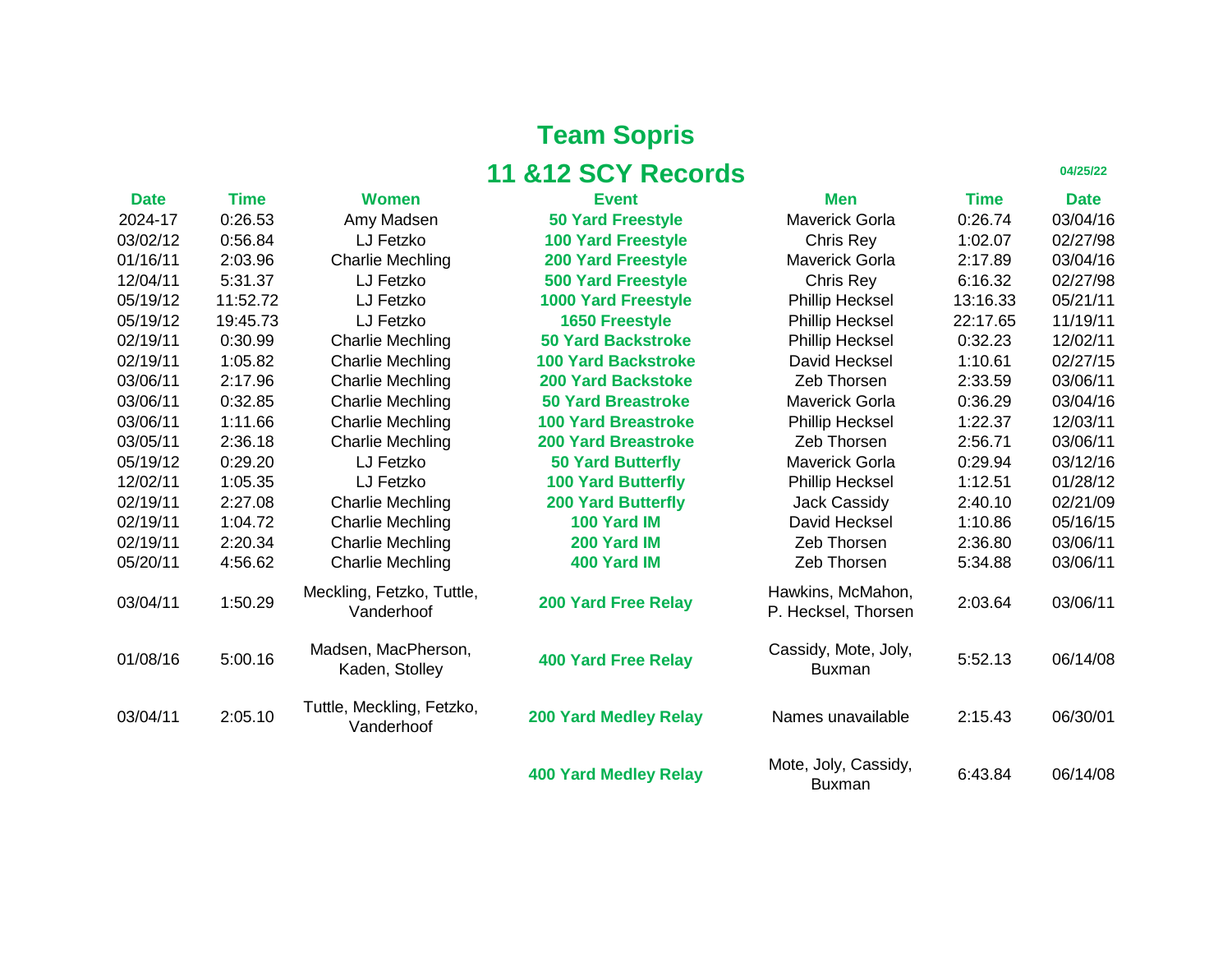# Team Sopris

## 11 &12 SCY Records

04/25/22

| Date | Time | Women | Event | Men | Time | Date |
|---|---|---|---|---|---|---|
| 2024-17 | 0:26.53 | Amy Madsen | 50 Yard Freestyle | Maverick Gorla | 0:26.74 | 03/04/16 |
| 03/02/12 | 0:56.84 | LJ Fetzko | 100 Yard Freestyle | Chris Rey | 1:02.07 | 02/27/98 |
| 01/16/11 | 2:03.96 | Charlie Mechling | 200 Yard Freestyle | Maverick Gorla | 2:17.89 | 03/04/16 |
| 12/04/11 | 5:31.37 | LJ Fetzko | 500 Yard Freestyle | Chris Rey | 6:16.32 | 02/27/98 |
| 05/19/12 | 11:52.72 | LJ Fetzko | 1000 Yard Freestyle | Phillip Hecksel | 13:16.33 | 05/21/11 |
| 05/19/12 | 19:45.73 | LJ Fetzko | 1650 Freestyle | Phillip Hecksel | 22:17.65 | 11/19/11 |
| 02/19/11 | 0:30.99 | Charlie Mechling | 50 Yard Backstroke | Phillip Hecksel | 0:32.23 | 12/02/11 |
| 02/19/11 | 1:05.82 | Charlie Mechling | 100 Yard Backstroke | David Hecksel | 1:10.61 | 02/27/15 |
| 03/06/11 | 2:17.96 | Charlie Mechling | 200 Yard Backstoke | Zeb Thorsen | 2:33.59 | 03/06/11 |
| 03/06/11 | 0:32.85 | Charlie Mechling | 50 Yard Breastroke | Maverick Gorla | 0:36.29 | 03/04/16 |
| 03/06/11 | 1:11.66 | Charlie Mechling | 100 Yard Breastroke | Phillip Hecksel | 1:22.37 | 12/03/11 |
| 03/05/11 | 2:36.18 | Charlie Mechling | 200 Yard Breastroke | Zeb Thorsen | 2:56.71 | 03/06/11 |
| 05/19/12 | 0:29.20 | LJ Fetzko | 50 Yard Butterfly | Maverick Gorla | 0:29.94 | 03/12/16 |
| 12/02/11 | 1:05.35 | LJ Fetzko | 100 Yard Butterfly | Phillip Hecksel | 1:12.51 | 01/28/12 |
| 02/19/11 | 2:27.08 | Charlie Mechling | 200 Yard Butterfly | Jack Cassidy | 2:40.10 | 02/21/09 |
| 02/19/11 | 1:04.72 | Charlie Mechling | 100 Yard IM | David Hecksel | 1:10.86 | 05/16/15 |
| 02/19/11 | 2:20.34 | Charlie Mechling | 200 Yard IM | Zeb Thorsen | 2:36.80 | 03/06/11 |
| 05/20/11 | 4:56.62 | Charlie Mechling | 400 Yard IM | Zeb Thorsen | 5:34.88 | 03/06/11 |
| 03/04/11 | 1:50.29 | Meckling, Fetzko, Tuttle, Vanderhoof | 200 Yard Free Relay | Hawkins, McMahon, P. Hecksel, Thorsen | 2:03.64 | 03/06/11 |
| 01/08/16 | 5:00.16 | Madsen, MacPherson, Kaden, Stolley | 400 Yard Free Relay | Cassidy, Mote, Joly, Buxman | 5:52.13 | 06/14/08 |
| 03/04/11 | 2:05.10 | Tuttle, Meckling, Fetzko, Vanderhoof | 200 Yard Medley Relay | Names unavailable | 2:15.43 | 06/30/01 |
| | | | 400 Yard Medley Relay | Mote, Joly, Cassidy, Buxman | 6:43.84 | 06/14/08 |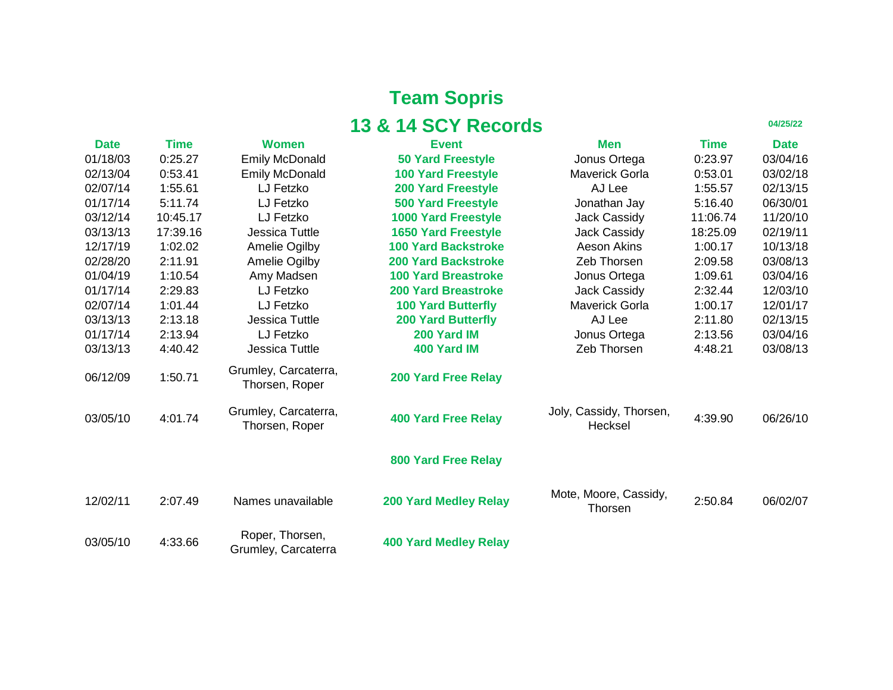# Team Sopris

## 13 & 14 SCY Records

04/25/22

| Date | Time | Women | Event | Men | Time | Date |
|---|---|---|---|---|---|---|
| 01/18/03 | 0:25.27 | Emily McDonald | 50 Yard Freestyle | Jonus Ortega | 0:23.97 | 03/04/16 |
| 02/13/04 | 0:53.41 | Emily McDonald | 100 Yard Freestyle | Maverick Gorla | 0:53.01 | 03/02/18 |
| 02/07/14 | 1:55.61 | LJ Fetzko | 200 Yard Freestyle | AJ Lee | 1:55.57 | 02/13/15 |
| 01/17/14 | 5:11.74 | LJ Fetzko | 500 Yard Freestyle | Jonathan Jay | 5:16.40 | 06/30/01 |
| 03/12/14 | 10:45.17 | LJ Fetzko | 1000 Yard Freestyle | Jack Cassidy | 11:06.74 | 11/20/10 |
| 03/13/13 | 17:39.16 | Jessica Tuttle | 1650 Yard Freestyle | Jack Cassidy | 18:25.09 | 02/19/11 |
| 12/17/19 | 1:02.02 | Amelie Ogilby | 100 Yard Backstroke | Aeson Akins | 1:00.17 | 10/13/18 |
| 02/28/20 | 2:11.91 | Amelie Ogilby | 200 Yard Backstroke | Zeb Thorsen | 2:09.58 | 03/08/13 |
| 01/04/19 | 1:10.54 | Amy Madsen | 100 Yard Breastroke | Jonus Ortega | 1:09.61 | 03/04/16 |
| 01/17/14 | 2:29.83 | LJ Fetzko | 200 Yard Breastroke | Jack Cassidy | 2:32.44 | 12/03/10 |
| 02/07/14 | 1:01.44 | LJ Fetzko | 100 Yard Butterfly | Maverick Gorla | 1:00.17 | 12/01/17 |
| 03/13/13 | 2:13.18 | Jessica Tuttle | 200 Yard Butterfly | AJ Lee | 2:11.80 | 02/13/15 |
| 01/17/14 | 2:13.94 | LJ Fetzko | 200 Yard IM | Jonus Ortega | 2:13.56 | 03/04/16 |
| 03/13/13 | 4:40.42 | Jessica Tuttle | 400 Yard IM | Zeb Thorsen | 4:48.21 | 03/08/13 |
| 06/12/09 | 1:50.71 | Grumley, Carcaterra, Thorsen, Roper | 200 Yard Free Relay | | | |
| 03/05/10 | 4:01.74 | Grumley, Carcaterra, Thorsen, Roper | 400 Yard Free Relay | Joly, Cassidy, Thorsen, Hecksel | 4:39.90 | 06/26/10 |
| | | | 800 Yard Free Relay | | | |
| 12/02/11 | 2:07.49 | Names unavailable | 200 Yard Medley Relay | Mote, Moore, Cassidy, Thorsen | 2:50.84 | 06/02/07 |
| 03/05/10 | 4:33.66 | Roper, Thorsen, Grumley, Carcaterra | 400 Yard Medley Relay | | | |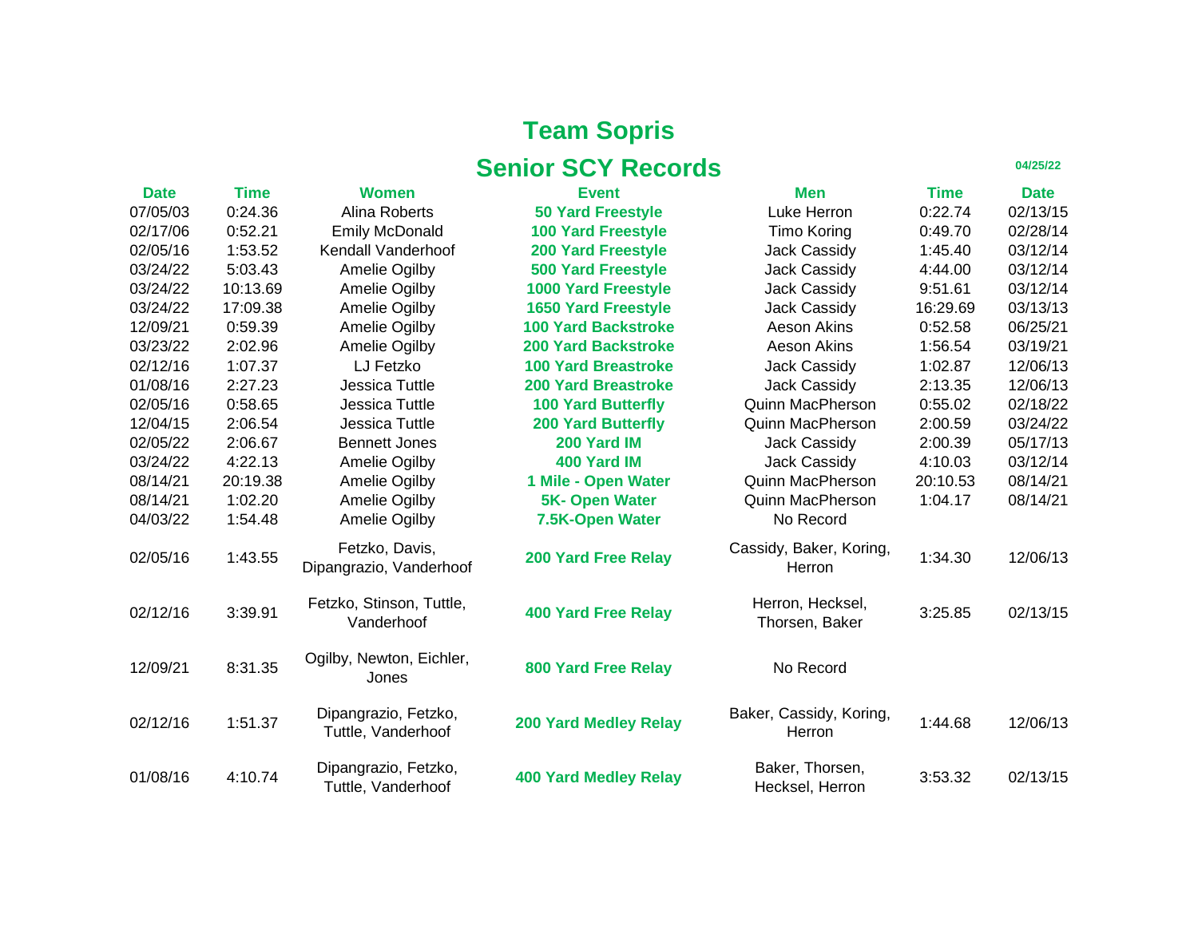# Team Sopris

## Senior SCY Records

04/25/22

| Date | Time | Women | Event | Men | Time | Date |
|---|---|---|---|---|---|---|
| 07/05/03 | 0:24.36 | Alina Roberts | 50 Yard Freestyle | Luke Herron | 0:22.74 | 02/13/15 |
| 02/17/06 | 0:52.21 | Emily McDonald | 100 Yard Freestyle | Timo Koring | 0:49.70 | 02/28/14 |
| 02/05/16 | 1:53.52 | Kendall Vanderhoof | 200 Yard Freestyle | Jack Cassidy | 1:45.40 | 03/12/14 |
| 03/24/22 | 5:03.43 | Amelie Ogilby | 500 Yard Freestyle | Jack Cassidy | 4:44.00 | 03/12/14 |
| 03/24/22 | 10:13.69 | Amelie Ogilby | 1000 Yard Freestyle | Jack Cassidy | 9:51.61 | 03/12/14 |
| 03/24/22 | 17:09.38 | Amelie Ogilby | 1650 Yard Freestyle | Jack Cassidy | 16:29.69 | 03/13/13 |
| 12/09/21 | 0:59.39 | Amelie Ogilby | 100 Yard Backstroke | Aeson Akins | 0:52.58 | 06/25/21 |
| 03/23/22 | 2:02.96 | Amelie Ogilby | 200 Yard Backstroke | Aeson Akins | 1:56.54 | 03/19/21 |
| 02/12/16 | 1:07.37 | LJ Fetzko | 100 Yard Breastroke | Jack Cassidy | 1:02.87 | 12/06/13 |
| 01/08/16 | 2:27.23 | Jessica Tuttle | 200 Yard Breastroke | Jack Cassidy | 2:13.35 | 12/06/13 |
| 02/05/16 | 0:58.65 | Jessica Tuttle | 100 Yard Butterfly | Quinn MacPherson | 0:55.02 | 02/18/22 |
| 12/04/15 | 2:06.54 | Jessica Tuttle | 200 Yard Butterfly | Quinn MacPherson | 2:00.59 | 03/24/22 |
| 02/05/22 | 2:06.67 | Bennett Jones | 200 Yard IM | Jack Cassidy | 2:00.39 | 05/17/13 |
| 03/24/22 | 4:22.13 | Amelie Ogilby | 400 Yard IM | Jack Cassidy | 4:10.03 | 03/12/14 |
| 08/14/21 | 20:19.38 | Amelie Ogilby | 1 Mile - Open Water | Quinn MacPherson | 20:10.53 | 08/14/21 |
| 08/14/21 | 1:02.20 | Amelie Ogilby | 5K- Open Water | Quinn MacPherson | 1:04.17 | 08/14/21 |
| 04/03/22 | 1:54.48 | Amelie Ogilby | 7.5K-Open Water | No Record | | |
| 02/05/16 | 1:43.55 | Fetzko, Davis, Dipangrazio, Vanderhoof | 200 Yard Free Relay | Cassidy, Baker, Koring, Herron | 1:34.30 | 12/06/13 |
| 02/12/16 | 3:39.91 | Fetzko, Stinson, Tuttle, Vanderhoof | 400 Yard Free Relay | Herron, Hecksel, Thorsen, Baker | 3:25.85 | 02/13/15 |
| 12/09/21 | 8:31.35 | Ogilby, Newton, Eichler, Jones | 800 Yard Free Relay | No Record | | |
| 02/12/16 | 1:51.37 | Dipangrazio, Fetzko, Tuttle, Vanderhoof | 200 Yard Medley Relay | Baker, Cassidy, Koring, Herron | 1:44.68 | 12/06/13 |
| 01/08/16 | 4:10.74 | Dipangrazio, Fetzko, Tuttle, Vanderhoof | 400 Yard Medley Relay | Baker, Thorsen, Hecksel, Herron | 3:53.32 | 02/13/15 |